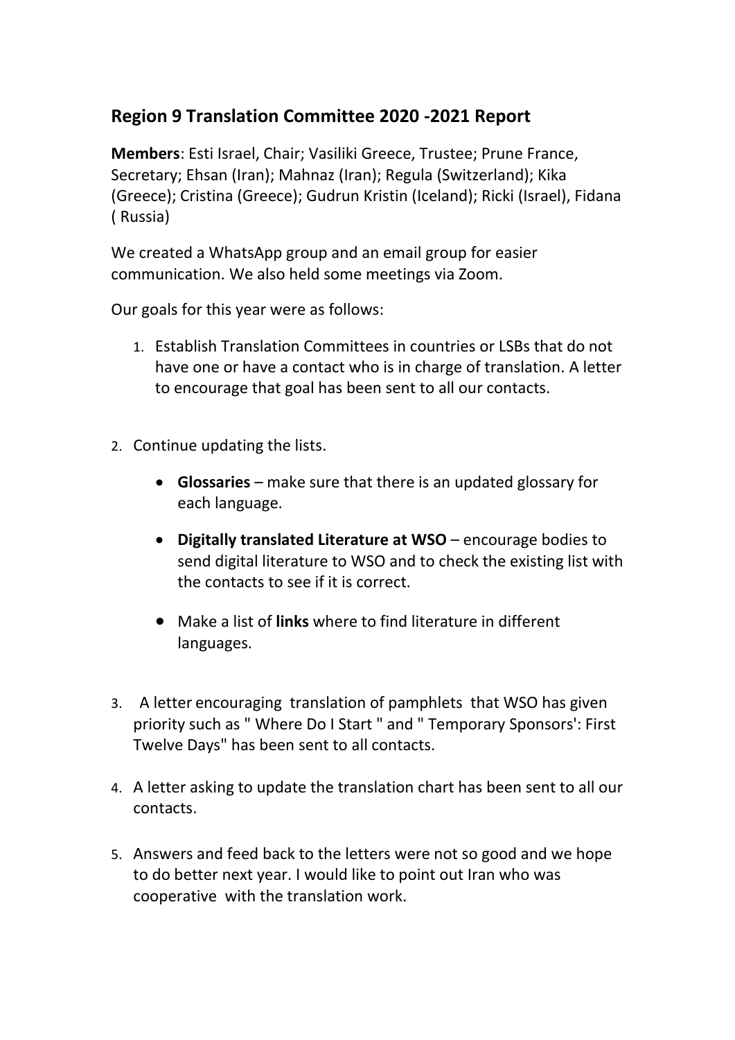## Region 9 Translation Committee 2020 -2021 Report

**Members**: Esti Israel, Chair; Vasiliki Greece, Trustee; Prune France, Secretary; Ehsan (Iran); Mahnaz (Iran); Regula (Switzerland); Kika (Greece); Cristina (Greece); Gudrun Kristin (Iceland); Ricki (Israel), Fidana ( Russia)

We created a WhatsApp group and an email group for easier communication. We also held some meetings via Zoom.

Our goals for this year were as follows:

1. Establish Translation Committees in countries or LSBs that do not have one or have a contact who is in charge of translation. A letter to encourage that goal has been sent to all our contacts.

2. Continue updating the lists.

   - **Glossaries** – make sure that there is an updated glossary for each language.
   - **Digitally translated Literature at WSO** – encourage bodies to send digital literature to WSO and to check the existing list with the contacts to see if it is correct.
   - Make a list of **links** where to find literature in different languages.

3. A letter encouraging translation of pamphlets that WSO has given priority such as " Where Do I Start " and " Temporary Sponsors': First Twelve Days" has been sent to all contacts.

4. A letter asking to update the translation chart has been sent to all our contacts.

5. Answers and feed back to the letters were not so good and we hope to do better next year. I would like to point out Iran who was cooperative with the translation work.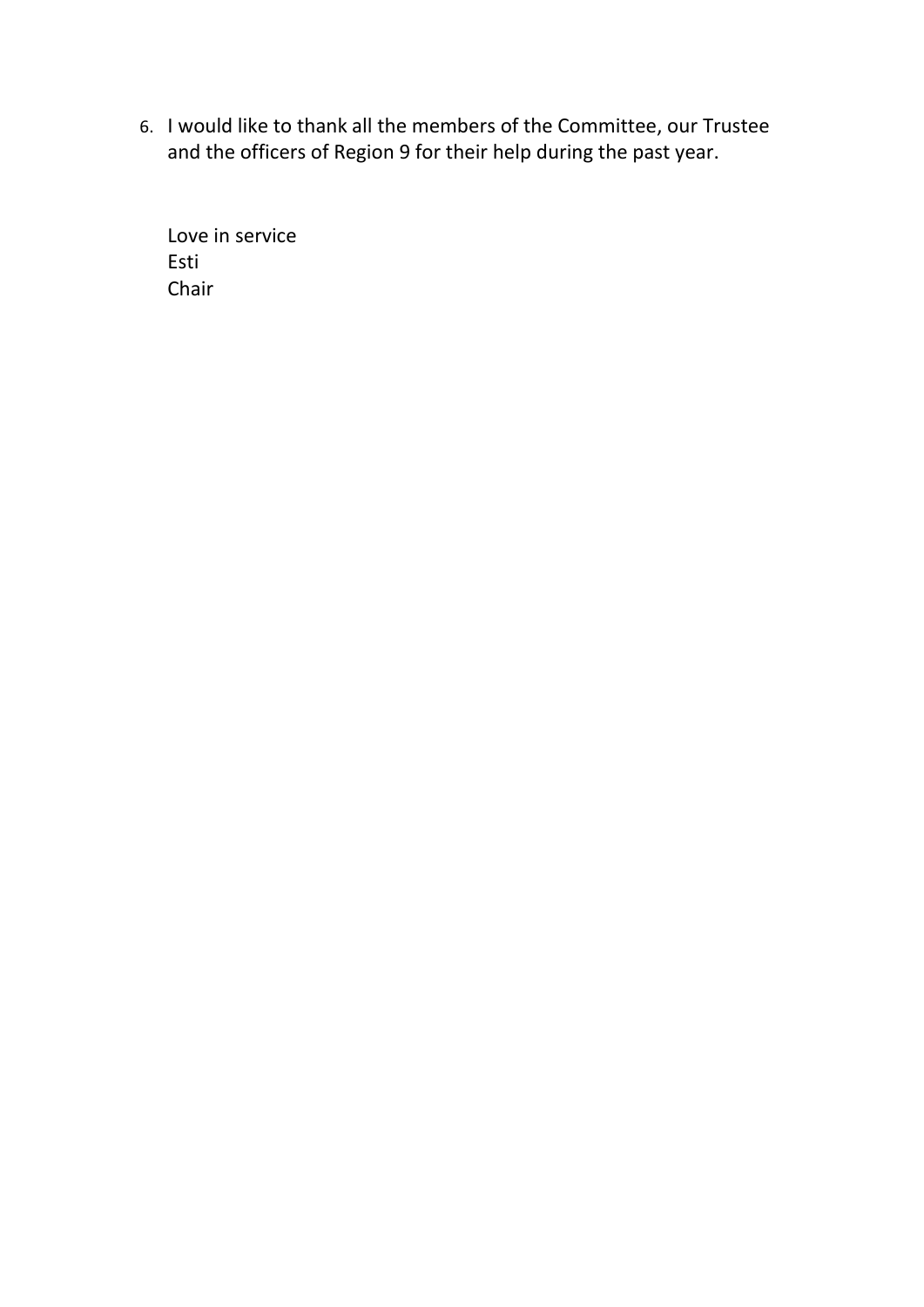6. I would like to thank all the members of the Committee, our Trustee and the officers of Region 9 for their help during the past year.

Love in service
Esti
Chair